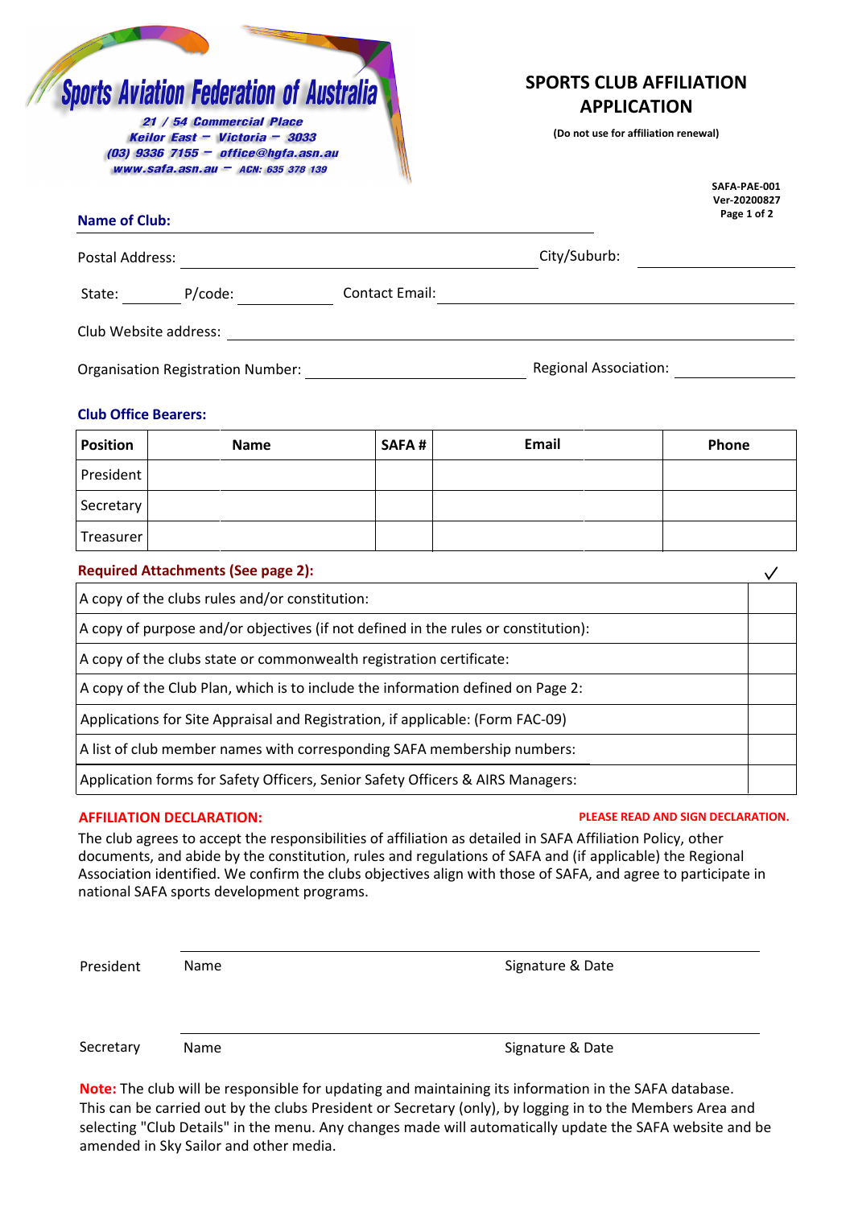**Sports Aviation Federation of Australia**

21 / 54 Commercial Place
Keilor East – Victoria – 3033
(03) 9336 7155 – office@hgfa.asn.au
www.safa.asn.au – ACN: 635 378 139

# SPORTS CLUB AFFILIATION APPLICATION

**(Do not use for affiliation renewal)**

**SAFA-PAE-001**
**Ver-20200827**

**Name of Club:** ______________________________

Postal Address: ______________________________ City/Suburb: ______________

State: ________ P/code: ________ Contact Email: ______________________________

Club Website address: ______________________________

Organisation Registration Number: ______________________ Regional Association: ______________

### Club Office Bearers:

| Position | Name | SAFA # | Email | Phone |
|---|---|---|---|---|
| President | | | | |
| Secretary | | | | |
| Treasurer | | | | |

### Required Attachments (See page 2):

| | ✓ |
|---|---|
| A copy of the clubs rules and/or constitution: | |
| A copy of purpose and/or objectives (if not defined in the rules or constitution): | |
| A copy of the clubs state or commonwealth registration certificate: | |
| A copy of the Club Plan, which is to include the information defined on Page 2: | |
| Applications for Site Appraisal and Registration, if applicable: (Form FAC-09) | |
| A list of club member names with corresponding SAFA membership numbers: | |
| Application forms for Safety Officers, Senior Safety Officers & AIRS Managers: | |

### AFFILIATION DECLARATION:

**PLEASE READ AND SIGN DECLARATION.**

The club agrees to accept the responsibilities of affiliation as detailed in SAFA Affiliation Policy, other documents, and abide by the constitution, rules and regulations of SAFA and (if applicable) the Regional Association identified. We confirm the clubs objectives align with those of SAFA, and agree to participate in national SAFA sports development programs.

President ______________________________________________

Name Signature & Date

Secretary ______________________________________________

Name Signature & Date

**Note:** The club will be responsible for updating and maintaining its information in the SAFA database. This can be carried out by the clubs President or Secretary (only), by logging in to the Members Area and selecting "Club Details" in the menu. Any changes made will automatically update the SAFA website and be amended in Sky Sailor and other media.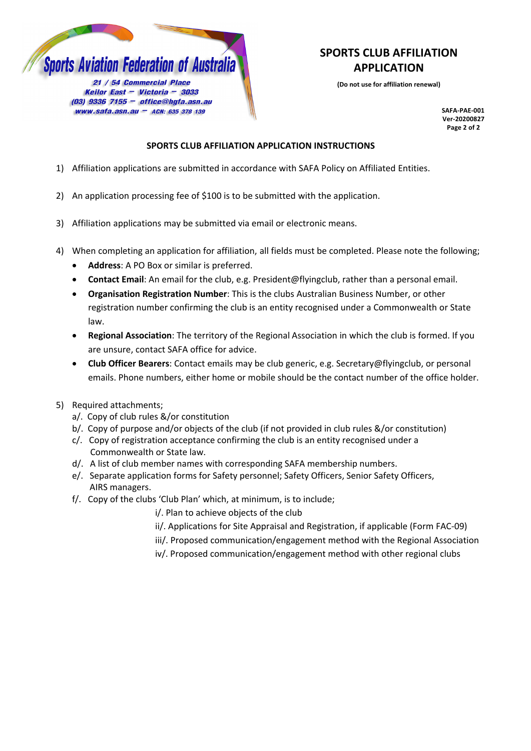Sports Aviation Federation of Australia

21 / 54 Commercial Place
Keilor East – Victoria – 3033
(03) 9336 7155 – office@hgfa.asn.au
www.safa.asn.au – ACN: 635 378 139

# SPORTS CLUB AFFILIATION APPLICATION

**(Do not use for affiliation renewal)**

**SAFA-PAE-001**
**Ver-20200827**

## SPORTS CLUB AFFILIATION APPLICATION INSTRUCTIONS

1) Affiliation applications are submitted in accordance with SAFA Policy on Affiliated Entities.

2) An application processing fee of $100 is to be submitted with the application.

3) Affiliation applications may be submitted via email or electronic means.

4) When completing an application for affiliation, all fields must be completed. Please note the following;
   - **Address**: A PO Box or similar is preferred.
   - **Contact Email**: An email for the club, e.g. President@flyingclub, rather than a personal email.
   - **Organisation Registration Number**: This is the clubs Australian Business Number, or other registration number confirming the club is an entity recognised under a Commonwealth or State law.
   - **Regional Association**: The territory of the Regional Association in which the club is formed. If you are unsure, contact SAFA office for advice.
   - **Club Officer Bearers**: Contact emails may be club generic, e.g. Secretary@flyingclub, or personal emails. Phone numbers, either home or mobile should be the contact number of the office holder.

5) Required attachments;
   a/. Copy of club rules &/or constitution
   b/. Copy of purpose and/or objects of the club (if not provided in club rules &/or constitution)
   c/. Copy of registration acceptance confirming the club is an entity recognised under a Commonwealth or State law.
   d/. A list of club member names with corresponding SAFA membership numbers.
   e/. Separate application forms for Safety personnel; Safety Officers, Senior Safety Officers, AIRS managers.
   f/. Copy of the clubs 'Club Plan' which, at minimum, is to include;
      i/. Plan to achieve objects of the club
      ii/. Applications for Site Appraisal and Registration, if applicable (Form FAC-09)
      iii/. Proposed communication/engagement method with the Regional Association
      iv/. Proposed communication/engagement method with other regional clubs